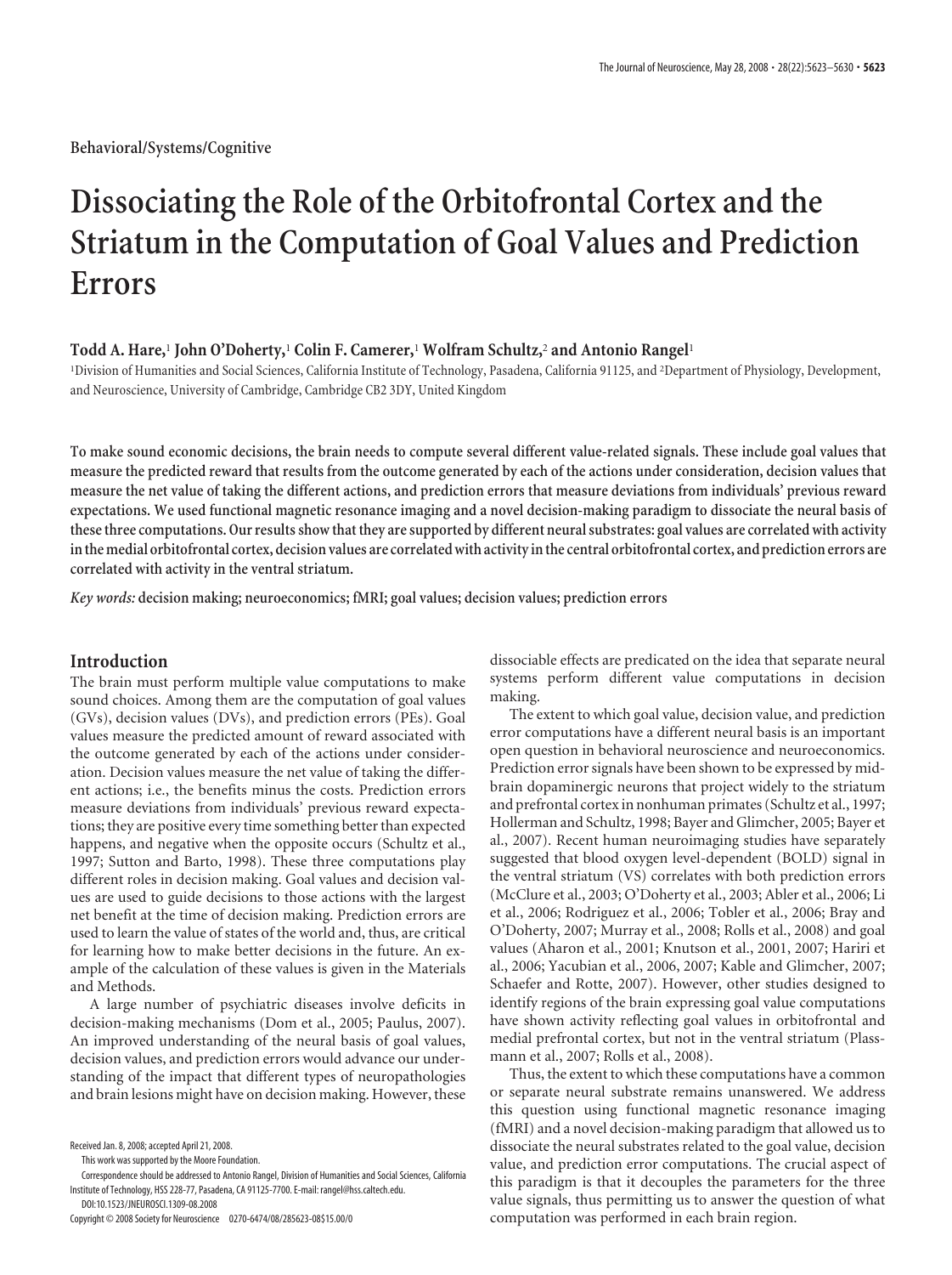Behavioral/Systems/Cognitive

# Dissociating the Role of the Orbitofrontal Cortex and the Striatum in the Computation of Goal Values and Prediction Errors

**Todd A. Hare,[1] John O'Doherty,[1] Colin F. Camerer,[1] Wolfram Schultz,[2] and Antonio Rangel[1]**

[1]Division of Humanities and Social Sciences, California Institute of Technology, Pasadena, California 91125, and [2]Department of Physiology, Development, and Neuroscience, University of Cambridge, Cambridge CB2 3DY, United Kingdom

**To make sound economic decisions, the brain needs to compute several different value-related signals. These include goal values that measure the predicted reward that results from the outcome generated by each of the actions under consideration, decision values that measure the net value of taking the different actions, and prediction errors that measure deviations from individuals' previous reward expectations. We used functional magnetic resonance imaging and a novel decision-making paradigm to dissociate the neural basis of these three computations. Our results show that they are supported by different neural substrates: goal values are correlated with activity in the medial orbitofrontal cortex, decision values are correlated with activity in the central orbitofrontal cortex, and prediction errors are correlated with activity in the ventral striatum.**

*Key words:* **decision making; neuroeconomics; fMRI; goal values; decision values; prediction errors**

## Introduction

The brain must perform multiple value computations to make sound choices. Among them are the computation of goal values (GVs), decision values (DVs), and prediction errors (PEs). Goal values measure the predicted amount of reward associated with the outcome generated by each of the actions under consideration. Decision values measure the net value of taking the different actions; i.e., the benefits minus the costs. Prediction errors measure deviations from individuals' previous reward expectations; they are positive every time something better than expected happens, and negative when the opposite occurs (Schultz et al., 1997; Sutton and Barto, 1998). These three computations play different roles in decision making. Goal values and decision values are used to guide decisions to those actions with the largest net benefit at the time of decision making. Prediction errors are used to learn the value of states of the world and, thus, are critical for learning how to make better decisions in the future. An example of the calculation of these values is given in the Materials and Methods.

A large number of psychiatric diseases involve deficits in decision-making mechanisms (Dom et al., 2005; Paulus, 2007). An improved understanding of the neural basis of goal values, decision values, and prediction errors would advance our understanding of the impact that different types of neuropathologies and brain lesions might have on decision making. However, these dissociable effects are predicated on the idea that separate neural systems perform different value computations in decision making.

The extent to which goal value, decision value, and prediction error computations have a different neural basis is an important open question in behavioral neuroscience and neuroeconomics. Prediction error signals have been shown to be expressed by midbrain dopaminergic neurons that project widely to the striatum and prefrontal cortex in nonhuman primates (Schultz et al., 1997; Hollerman and Schultz, 1998; Bayer and Glimcher, 2005; Bayer et al., 2007). Recent human neuroimaging studies have separately suggested that blood oxygen level-dependent (BOLD) signal in the ventral striatum (VS) correlates with both prediction errors (McClure et al., 2003; O'Doherty et al., 2003; Abler et al., 2006; Li et al., 2006; Rodriguez et al., 2006; Tobler et al., 2006; Bray and O'Doherty, 2007; Murray et al., 2008; Rolls et al., 2008) and goal values (Aharon et al., 2001; Knutson et al., 2001, 2007; Hariri et al., 2006; Yacubian et al., 2006, 2007; Kable and Glimcher, 2007; Schaefer and Rotte, 2007). However, other studies designed to identify regions of the brain expressing goal value computations have shown activity reflecting goal values in orbitofrontal and medial prefrontal cortex, but not in the ventral striatum (Plassmann et al., 2007; Rolls et al., 2008).

Thus, the extent to which these computations have a common or separate neural substrate remains unanswered. We address this question using functional magnetic resonance imaging (fMRI) and a novel decision-making paradigm that allowed us to dissociate the neural substrates related to the goal value, decision value, and prediction error computations. The crucial aspect of this paradigm is that it decouples the parameters for the three value signals, thus permitting us to answer the question of what computation was performed in each brain region.

Received Jan. 8, 2008; accepted April 21, 2008.

This work was supported by the Moore Foundation.

Correspondence should be addressed to Antonio Rangel, Division of Humanities and Social Sciences, California Institute of Technology, HSS 228-77, Pasadena, CA 91125-7700. E-mail: rangel@hss.caltech.edu.

DOI:10.1523/JNEUROSCI.1309-08.2008

Copyright © 2008 Society for Neuroscience 0270-6474/08/285623-08$15.00/0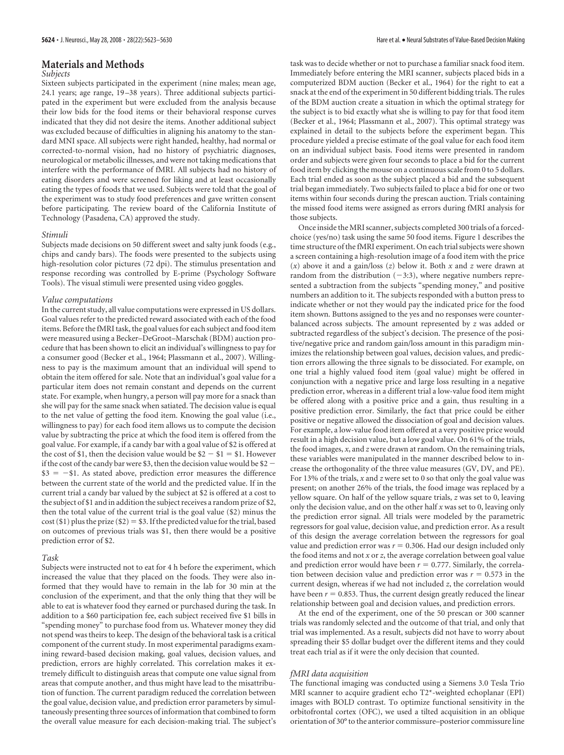## Materials and Methods

### Subjects

Sixteen subjects participated in the experiment (nine males; mean age, 24.1 years; age range, 19–38 years). Three additional subjects participated in the experiment but were excluded from the analysis because their low bids for the food items or their behavioral response curves indicated that they did not desire the items. Another additional subject was excluded because of difficulties in aligning his anatomy to the standard MNI space. All subjects were right handed, healthy, had normal or corrected-to-normal vision, had no history of psychiatric diagnoses, neurological or metabolic illnesses, and were not taking medications that interfere with the performance of fMRI. All subjects had no history of eating disorders and were screened for liking and at least occasionally eating the types of foods that we used. Subjects were told that the goal of the experiment was to study food preferences and gave written consent before participating. The review board of the California Institute of Technology (Pasadena, CA) approved the study.

### Stimuli

Subjects made decisions on 50 different sweet and salty junk foods (e.g., chips and candy bars). The foods were presented to the subjects using high-resolution color pictures (72 dpi). The stimulus presentation and response recording was controlled by E-prime (Psychology Software Tools). The visual stimuli were presented using video goggles.

### Value computations

In the current study, all value computations were expressed in US dollars. Goal values refer to the predicted reward associated with each of the food items. Before the fMRI task, the goal values for each subject and food item were measured using a Becker–DeGroot–Marschak (BDM) auction procedure that has been shown to elicit an individual's willingness to pay for a consumer good (Becker et al., 1964; Plassmann et al., 2007). Willingness to pay is the maximum amount that an individual will spend to obtain the item offered for sale. Note that an individual's goal value for a particular item does not remain constant and depends on the current state. For example, when hungry, a person will pay more for a snack than she will pay for the same snack when satiated. The decision value is equal to the net value of getting the food item. Knowing the goal value (i.e., willingness to pay) for each food item allows us to compute the decision value by subtracting the price at which the food item is offered from the goal value. For example, if a candy bar with a goal value of \$2 is offered at the cost of \$1, then the decision value would be \$2 − \$1 = \$1. However if the cost of the candy bar were \$3, then the decision value would be \$2 − \$3 = −\$1. As stated above, prediction error measures the difference between the current state of the world and the predicted value. If in the current trial a candy bar valued by the subject at \$2 is offered at a cost to the subject of \$1 and in addition the subject receives a random prize of \$2, then the total value of the current trial is the goal value (\$2) minus the cost (\$1) plus the prize (\$2) = \$3. If the predicted value for the trial, based on outcomes of previous trials was \$1, then there would be a positive prediction error of \$2.

### Task

Subjects were instructed not to eat for 4 h before the experiment, which increased the value that they placed on the foods. They were also informed that they would have to remain in the lab for 30 min at the conclusion of the experiment, and that the only thing that they will be able to eat is whatever food they earned or purchased during the task. In addition to a \$60 participation fee, each subject received five \$1 bills in "spending money" to purchase food from us. Whatever money they did not spend was theirs to keep. The design of the behavioral task is a critical component of the current study. In most experimental paradigms examining reward-based decision making, goal values, decision values, and prediction, errors are highly correlated. This correlation makes it extremely difficult to distinguish areas that compute one value signal from areas that compute another, and thus might have lead to the misattribution of function. The current paradigm reduced the correlation between the goal value, decision value, and prediction error parameters by simultaneously presenting three sources of information that combined to form the overall value measure for each decision-making trial. The subject's task was to decide whether or not to purchase a familiar snack food item. Immediately before entering the MRI scanner, subjects placed bids in a computerized BDM auction (Becker et al., 1964) for the right to eat a snack at the end of the experiment in 50 different bidding trials. The rules of the BDM auction create a situation in which the optimal strategy for the subject is to bid exactly what she is willing to pay for that food item (Becker et al., 1964; Plassmann et al., 2007). This optimal strategy was explained in detail to the subjects before the experiment began. This procedure yielded a precise estimate of the goal value for each food item on an individual subject basis. Food items were presented in random order and subjects were given four seconds to place a bid for the current food item by clicking the mouse on a continuous scale from 0 to 5 dollars. Each trial ended as soon as the subject placed a bid and the subsequent trial began immediately. Two subjects failed to place a bid for one or two items within four seconds during the prescan auction. Trials containing the missed food items were assigned as errors during fMRI analysis for those subjects.

Once inside the MRI scanner, subjects completed 300 trials of a forced-choice (yes/no) task using the same 50 food items. Figure 1 describes the time structure of the fMRI experiment. On each trial subjects were shown a screen containing a high-resolution image of a food item with the price ($x$) above it and a gain/loss ($z$) below it. Both $x$ and $z$ were drawn at random from the distribution ($-3$:3), where negative numbers represented a subtraction from the subjects "spending money," and positive numbers an addition to it. The subjects responded with a button press to indicate whether or not they would pay the indicated price for the food item shown. Buttons assigned to the yes and no responses were counterbalanced across subjects. The amount represented by $z$ was added or subtracted regardless of the subject's decision. The presence of the positive/negative price and random gain/loss amount in this paradigm minimizes the relationship between goal values, decision values, and prediction errors allowing the three signals to be dissociated. For example, on one trial a highly valued food item (goal value) might be offered in conjunction with a negative price and large loss resulting in a negative prediction error, whereas in a different trial a low-value food item might be offered along with a positive price and a gain, thus resulting in a positive prediction error. Similarly, the fact that price could be either positive or negative allowed the dissociation of goal and decision values. For example, a low-value food item offered at a very positive price would result in a high decision value, but a low goal value. On 61% of the trials, the food images, $x$, and $z$ were drawn at random. On the remaining trials, these variables were manipulated in the manner described below to increase the orthogonality of the three value measures (GV, DV, and PE). For 13% of the trials, $x$ and $z$ were set to 0 so that only the goal value was present; on another 26% of the trials, the food image was replaced by a yellow square. On half of the yellow square trials, $z$ was set to 0, leaving only the decision value, and on the other half $x$ was set to 0, leaving only the prediction error signal. All trials were modeled by the parametric regressors for goal value, decision value, and prediction error. As a result of this design the average correlation between the regressors for goal value and prediction error was $r = 0.306$. Had our design included only the food items and not $x$ or $z$, the average correlation between goal value and prediction error would have been $r = 0.777$. Similarly, the correlation between decision value and prediction error was $r = 0.573$ in the current design, whereas if we had not included $z$, the correlation would have been $r = 0.853$. Thus, the current design greatly reduced the linear relationship between goal and decision values, and prediction errors.

At the end of the experiment, one of the 50 prescan or 300 scanner trials was randomly selected and the outcome of that trial, and only that trial was implemented. As a result, subjects did not have to worry about spreading their \$5 dollar budget over the different items and they could treat each trial as if it were the only decision that counted.

### fMRI data acquisition

The functional imaging was conducted using a Siemens 3.0 Tesla Trio MRI scanner to acquire gradient echo T2*-weighted echoplanar (EPI) images with BOLD contrast. To optimize functional sensitivity in the orbitofrontal cortex (OFC), we used a tilted acquisition in an oblique orientation of 30° to the anterior commissure–posterior commissure line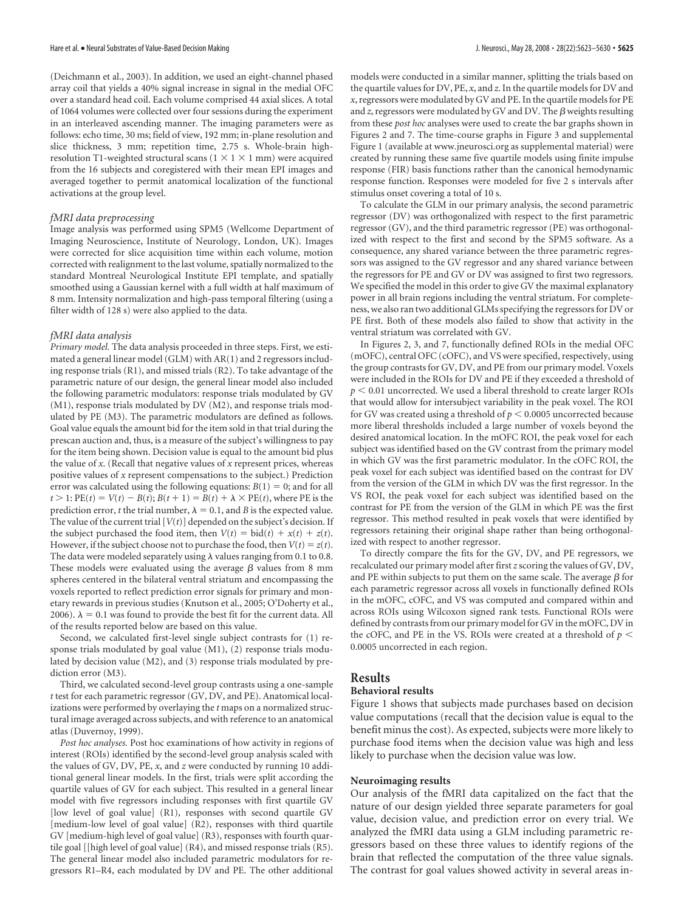(Deichmann et al., 2003). In addition, we used an eight-channel phased array coil that yields a 40% signal increase in signal in the medial OFC over a standard head coil. Each volume comprised 44 axial slices. A total of 1064 volumes were collected over four sessions during the experiment in an interleaved ascending manner. The imaging parameters were as follows: echo time, 30 ms; field of view, 192 mm; in-plane resolution and slice thickness, 3 mm; repetition time, 2.75 s. Whole-brain high-resolution T1-weighted structural scans ($1 \times 1 \times 1$ mm) were acquired from the 16 subjects and coregistered with their mean EPI images and averaged together to permit anatomical localization of the functional activations at the group level.

*fMRI data preprocessing*

Image analysis was performed using SPM5 (Wellcome Department of Imaging Neuroscience, Institute of Neurology, London, UK). Images were corrected for slice acquisition time within each volume, motion corrected with realignment to the last volume, spatially normalized to the standard Montreal Neurological Institute EPI template, and spatially smoothed using a Gaussian kernel with a full width at half maximum of 8 mm. Intensity normalization and high-pass temporal filtering (using a filter width of 128 s) were also applied to the data.

*fMRI data analysis*

*Primary model.* The data analysis proceeded in three steps. First, we estimated a general linear model (GLM) with AR(1) and 2 regressors including response trials (R1), and missed trials (R2). To take advantage of the parametric nature of our design, the general linear model also included the following parametric modulators: response trials modulated by GV (M1), response trials modulated by DV (M2), and response trials modulated by PE (M3). The parametric modulators are defined as follows. Goal value equals the amount bid for the item sold in that trial during the prescan auction and, thus, is a measure of the subject's willingness to pay for the item being shown. Decision value is equal to the amount bid plus the value of $x$. (Recall that negative values of $x$ represent prices, whereas positive values of $x$ represent compensations to the subject.) Prediction error was calculated using the following equations: $B(1) = 0$; and for all $t > 1$: $\mathrm{PE}(t) = V(t) - B(t)$; $B(t + 1) = B(t) + \lambda \times \mathrm{PE}(t)$, where PE is the prediction error, $t$ the trial number, $\lambda = 0.1$, and $B$ is the expected value. The value of the current trial [$V(t)$] depended on the subject's decision. If the subject purchased the food item, then $V(t) = \mathrm{bid}(t) + x(t) + z(t)$. However, if the subject choose not to purchase the food, then $V(t) = z(t)$. The data were modeled separately using $\lambda$ values ranging from 0.1 to 0.8. These models were evaluated using the average $\beta$ values from 8 mm spheres centered in the bilateral ventral striatum and encompassing the voxels reported to reflect prediction error signals for primary and monetary rewards in previous studies (Knutson et al., 2005; O'Doherty et al., 2006). $\lambda = 0.1$ was found to provide the best fit for the current data. All of the results reported below are based on this value.

Second, we calculated first-level single subject contrasts for (1) response trials modulated by goal value (M1), (2) response trials modulated by decision value (M2), and (3) response trials modulated by prediction error (M3).

Third, we calculated second-level group contrasts using a one-sample $t$ test for each parametric regressor (GV, DV, and PE). Anatomical localizations were performed by overlaying the $t$ maps on a normalized structural image averaged across subjects, and with reference to an anatomical atlas (Duvernoy, 1999).

*Post hoc analyses.* Post hoc examinations of how activity in regions of interest (ROIs) identified by the second-level group analysis scaled with the values of GV, DV, PE, $x$, and $z$ were conducted by running 10 additional general linear models. In the first, trials were split according the quartile values of GV for each subject. This resulted in a general linear model with five regressors including responses with first quartile GV [low level of goal value] (R1), responses with second quartile GV [medium-low level of goal value] (R2), responses with third quartile GV [medium-high level of goal value] (R3), responses with fourth quartile goal [[high level of goal value] (R4), and missed response trials (R5). The general linear model also included parametric modulators for regressors R1–R4, each modulated by DV and PE. The other additional models were conducted in a similar manner, splitting the trials based on the quartile values for DV, PE, $x$, and $z$. In the quartile models for DV and $x$, regressors were modulated by GV and PE. In the quartile models for PE and $z$, regressors were modulated by GV and DV. The $\beta$ weights resulting from these *post hoc* analyses were used to create the bar graphs shown in Figures 2 and 7. The time-course graphs in Figure 3 and supplemental Figure 1 (available at www.jneurosci.org as supplemental material) were created by running these same five quartile models using finite impulse response (FIR) basis functions rather than the canonical hemodynamic response function. Responses were modeled for five 2 s intervals after stimulus onset covering a total of 10 s.

To calculate the GLM in our primary analysis, the second parametric regressor (DV) was orthogonalized with respect to the first parametric regressor (GV), and the third parametric regressor (PE) was orthogonalized with respect to the first and second by the SPM5 software. As a consequence, any shared variance between the three parametric regressors was assigned to the GV regressor and any shared variance between the regressors for PE and GV or DV was assigned to first two regressors. We specified the model in this order to give GV the maximal explanatory power in all brain regions including the ventral striatum. For completeness, we also ran two additional GLMs specifying the regressors for DV or PE first. Both of these models also failed to show that activity in the ventral striatum was correlated with GV.

In Figures 2, 3, and 7, functionally defined ROIs in the medial OFC (mOFC), central OFC (cOFC), and VS were specified, respectively, using the group contrasts for GV, DV, and PE from our primary model. Voxels were included in the ROIs for DV and PE if they exceeded a threshold of $p < 0.01$ uncorrected. We used a liberal threshold to create larger ROIs that would allow for intersubject variability in the peak voxel. The ROI for GV was created using a threshold of $p < 0.0005$ uncorrected because more liberal thresholds included a large number of voxels beyond the desired anatomical location. In the mOFC ROI, the peak voxel for each subject was identified based on the GV contrast from the primary model in which GV was the first parametric modulator. In the cOFC ROI, the peak voxel for each subject was identified based on the contrast for DV from the version of the GLM in which DV was the first regressor. In the VS ROI, the peak voxel for each subject was identified based on the contrast for PE from the version of the GLM in which PE was the first regressor. This method resulted in peak voxels that were identified by regressors retaining their original shape rather than being orthogonalized with respect to another regressor.

To directly compare the fits for the GV, DV, and PE regressors, we recalculated our primary model after first $z$ scoring the values of GV, DV, and PE within subjects to put them on the same scale. The average $\beta$ for each parametric regressor across all voxels in functionally defined ROIs in the mOFC, cOFC, and VS was computed and compared within and across ROIs using Wilcoxon signed rank tests. Functional ROIs were defined by contrasts from our primary model for GV in the mOFC, DV in the cOFC, and PE in the VS. ROIs were created at a threshold of $p < 0.0005$ uncorrected in each region.

## Results

### Behavioral results

Figure 1 shows that subjects made purchases based on decision value computations (recall that the decision value is equal to the benefit minus the cost). As expected, subjects were more likely to purchase food items when the decision value was high and less likely to purchase when the decision value was low.

### Neuroimaging results

Our analysis of the fMRI data capitalized on the fact that the nature of our design yielded three separate parameters for goal value, decision value, and prediction error on every trial. We analyzed the fMRI data using a GLM including parametric regressors based on these three values to identify regions of the brain that reflected the computation of the three value signals. The contrast for goal values showed activity in several areas in-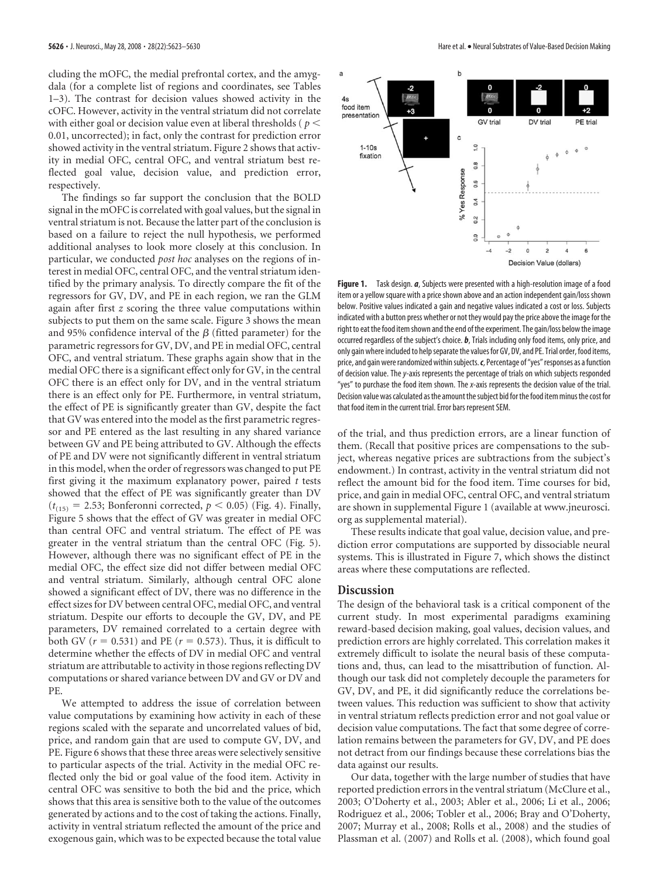cluding the mOFC, the medial prefrontal cortex, and the amygdala (for a complete list of regions and coordinates, see Tables 1–3). The contrast for decision values showed activity in the cOFC. However, activity in the ventral striatum did not correlate with either goal or decision value even at liberal thresholds ($p < 0.01$, uncorrected); in fact, only the contrast for prediction error showed activity in the ventral striatum. Figure 2 shows that activity in medial OFC, central OFC, and ventral striatum best reflected goal value, decision value, and prediction error, respectively.

The findings so far support the conclusion that the BOLD signal in the mOFC is correlated with goal values, but the signal in ventral striatum is not. Because the latter part of the conclusion is based on a failure to reject the null hypothesis, we performed additional analyses to look more closely at this conclusion. In particular, we conducted *post hoc* analyses on the regions of interest in medial OFC, central OFC, and the ventral striatum identified by the primary analysis. To directly compare the fit of the regressors for GV, DV, and PE in each region, we ran the GLM again after first *z* scoring the three value computations within subjects to put them on the same scale. Figure 3 shows the mean and 95% confidence interval of the $\beta$ (fitted parameter) for the parametric regressors for GV, DV, and PE in medial OFC, central OFC, and ventral striatum. These graphs again show that in the medial OFC there is a significant effect only for GV, in the central OFC there is an effect only for DV, and in the ventral striatum there is an effect only for PE. Furthermore, in ventral striatum, the effect of PE is significantly greater than GV, despite the fact that GV was entered into the model as the first parametric regressor and PE entered as the last resulting in any shared variance between GV and PE being attributed to GV. Although the effects of PE and DV were not significantly different in ventral striatum in this model, when the order of regressors was changed to put PE first giving it the maximum explanatory power, paired *t* tests showed that the effect of PE was significantly greater than DV ($t_{(15)} = 2.53$; Bonferonni corrected, $p < 0.05$) (Fig. 4). Finally, Figure 5 shows that the effect of GV was greater in medial OFC than central OFC and ventral striatum. The effect of PE was greater in the ventral striatum than the central OFC (Fig. 5). However, although there was no significant effect of PE in the medial OFC, the effect size did not differ between medial OFC and ventral striatum. Similarly, although central OFC alone showed a significant effect of DV, there was no difference in the effect sizes for DV between central OFC, medial OFC, and ventral striatum. Despite our efforts to decouple the GV, DV, and PE parameters, DV remained correlated to a certain degree with both GV ($r = 0.531$) and PE ($r = 0.573$). Thus, it is difficult to determine whether the effects of DV in medial OFC and ventral striatum are attributable to activity in those regions reflecting DV computations or shared variance between DV and GV or DV and PE.

We attempted to address the issue of correlation between value computations by examining how activity in each of these regions scaled with the separate and uncorrelated values of bid, price, and random gain that are used to compute GV, DV, and PE. Figure 6 shows that these three areas were selectively sensitive to particular aspects of the trial. Activity in the medial OFC reflected only the bid or goal value of the food item. Activity in central OFC was sensitive to both the bid and the price, which shows that this area is sensitive both to the value of the outcomes generated by actions and to the cost of taking the actions. Finally, activity in ventral striatum reflected the amount of the price and exogenous gain, which was to be expected because the total value of the trial, and thus prediction errors, are a linear function of them. (Recall that positive prices are compensations to the subject, whereas negative prices are subtractions from the subject's endowment.) In contrast, activity in the ventral striatum did not reflect the amount bid for the food item. Time courses for bid, price, and gain in medial OFC, central OFC, and ventral striatum are shown in supplemental Figure 1 (available at www.jneurosci.org as supplemental material).

These results indicate that goal value, decision value, and prediction error computations are supported by dissociable neural systems. This is illustrated in Figure 7, which shows the distinct areas where these computations are reflected.

**Figure 1.** Task design. ***a***, Subjects were presented with a high-resolution image of a food item or a yellow square with a price shown above and an action independent gain/loss shown below. Positive values indicated a gain and negative values indicated a cost or loss. Subjects indicated with a button press whether or not they would pay the price above the image for the right to eat the food item shown and the end of the experiment. The gain/loss below the image occurred regardless of the subject's choice. ***b***, Trials including only food items, only price, and only gain where included to help separate the values for GV, DV, and PE. Trial order, food items, price, and gain were randomized within subjects. ***c***, Percentage of "yes" responses as a function of decision value. The *y*-axis represents the percentage of trials on which subjects responded "yes" to purchase the food item shown. The *x*-axis represents the decision value of the trial. Decision value was calculated as the amount the subject bid for the food item minus the cost for that food item in the current trial. Error bars represent SEM.

## Discussion

The design of the behavioral task is a critical component of the current study. In most experimental paradigms examining reward-based decision making, goal values, decision values, and prediction errors are highly correlated. This correlation makes it extremely difficult to isolate the neural basis of these computations and, thus, can lead to the misattribution of function. Although our task did not completely decouple the parameters for GV, DV, and PE, it did significantly reduce the correlations between values. This reduction was sufficient to show that activity in ventral striatum reflects prediction error and not goal value or decision value computations. The fact that some degree of correlation remains between the parameters for GV, DV, and PE does not detract from our findings because these correlations bias the data against our results.

Our data, together with the large number of studies that have reported prediction errors in the ventral striatum (McClure et al., 2003; O'Doherty et al., 2003; Abler et al., 2006; Li et al., 2006; Rodriguez et al., 2006; Tobler et al., 2006; Bray and O'Doherty, 2007; Murray et al., 2008; Rolls et al., 2008) and the studies of Plassman et al. (2007) and Rolls et al. (2008), which found goal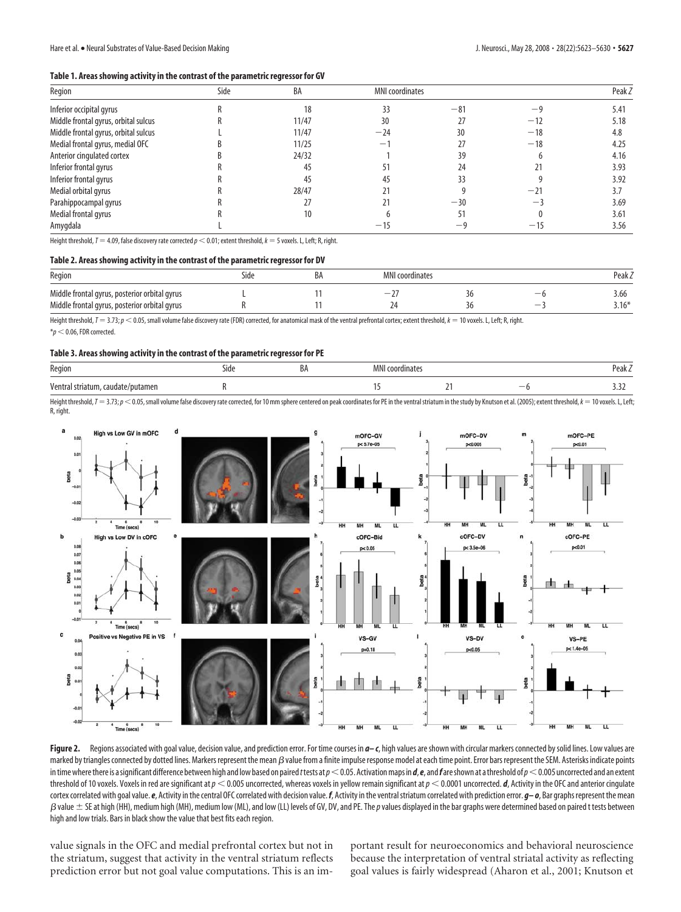**Table 1. Areas showing activity in the contrast of the parametric regressor for GV**

| Region | Side | BA | MNI coordinates | | | Peak Z |
|---|---|---|---|---|---|---|
| Inferior occipital gyrus | R | 18 | 33 | −81 | −9 | 5.41 |
| Middle frontal gyrus, orbital sulcus | R | 11/47 | 30 | 27 | −12 | 5.18 |
| Middle frontal gyrus, orbital sulcus | L | 11/47 | −24 | 30 | −18 | 4.8 |
| Medial frontal gyrus, medial OFC | B | 11/25 | −1 | 27 | −18 | 4.25 |
| Anterior cingulated cortex | B | 24/32 | 1 | 39 | 6 | 4.16 |
| Inferior frontal gyrus | R | 45 | 51 | 24 | 21 | 3.93 |
| Inferior frontal gyrus | R | 45 | 45 | 33 | 9 | 3.92 |
| Medial orbital gyrus | R | 28/47 | 21 | 9 | −21 | 3.7 |
| Parahippocampal gyrus | R | 27 | 21 | −30 | −3 | 3.69 |
| Medial frontal gyrus | R | 10 | 6 | 51 | 0 | 3.61 |
| Amygdala | L | | −15 | −9 | −15 | 3.56 |

Height threshold, $T = 4.09$, false discovery rate corrected $p < 0.01$; extent threshold, $k = 5$ voxels. L, Left; R, right.

**Table 2. Areas showing activity in the contrast of the parametric regressor for DV**

| Region | Side | BA | MNI coordinates | | | Peak Z |
|---|---|---|---|---|---|---|
| Middle frontal gyrus, posterior orbital gyrus | L | 11 | −27 | 36 | −6 | 3.66 |
| Middle frontal gyrus, posterior orbital gyrus | R | 11 | 24 | 36 | −3 | 3.16* |

Height threshold, $T = 3.73$; $p < 0.05$, small volume false discovery rate (FDR) corrected, for anatomical mask of the ventral prefrontal cortex; extent threshold, $k = 10$ voxels. L, Left; R, right.

*$p < 0.06$, FDR corrected.

**Table 3. Areas showing activity in the contrast of the parametric regressor for PE**

| Region | Side | BA | MNI coordinates | | | Peak Z |
|---|---|---|---|---|---|---|
| Ventral striatum, caudate/putamen | R | | 15 | 21 | −6 | 3.32 |

Height threshold, $T = 3.73$; $p < 0.05$, small volume false discovery rate corrected, for 10 mm sphere centered on peak coordinates for PE in the ventral striatum in the study by Knutson et al. (2005); extent threshold, $k = 10$ voxels. L, Left; R, right.

**Figure 2.** Regions associated with goal value, decision value, and prediction error. For time courses in ***a–c***, high values are shown with circular markers connected by solid lines. Low values are marked by triangles connected by dotted lines. Markers represent the mean $\beta$ value from a finite impulse response model at each time point. Error bars represent the SEM. Asterisks indicate points in time where there is a significant difference between high and low based on paired *t* tests at $p < 0.05$. Activation maps in ***d***, ***e***, and ***f*** are shown at a threshold of $p < 0.005$ uncorrected and an extent threshold of 10 voxels. Voxels in red are significant at $p < 0.005$ uncorrected, whereas voxels in yellow remain significant at $p < 0.0001$ uncorrected. ***d***, Activity in the OFC and anterior cingulate cortex correlated with goal value. ***e***, Activity in the central OFC correlated with decision value. ***f***, Activity in the ventral striatum correlated with prediction error. ***g–o***, Bar graphs represent the mean $\beta$ value ± SE at high (HH), medium high (MH), medium low (ML), and low (LL) levels of GV, DV, and PE. The *p* values displayed in the bar graphs were determined based on paired t tests between high and low trials. Bars in black show the value that best fits each region.

value signals in the OFC and medial prefrontal cortex but not in the striatum, suggest that activity in the ventral striatum reflects prediction error but not goal value computations. This is an important result for neuroeconomics and behavioral neuroscience because the interpretation of ventral striatal activity as reflecting goal values is fairly widespread (Aharon et al., 2001; Knutson et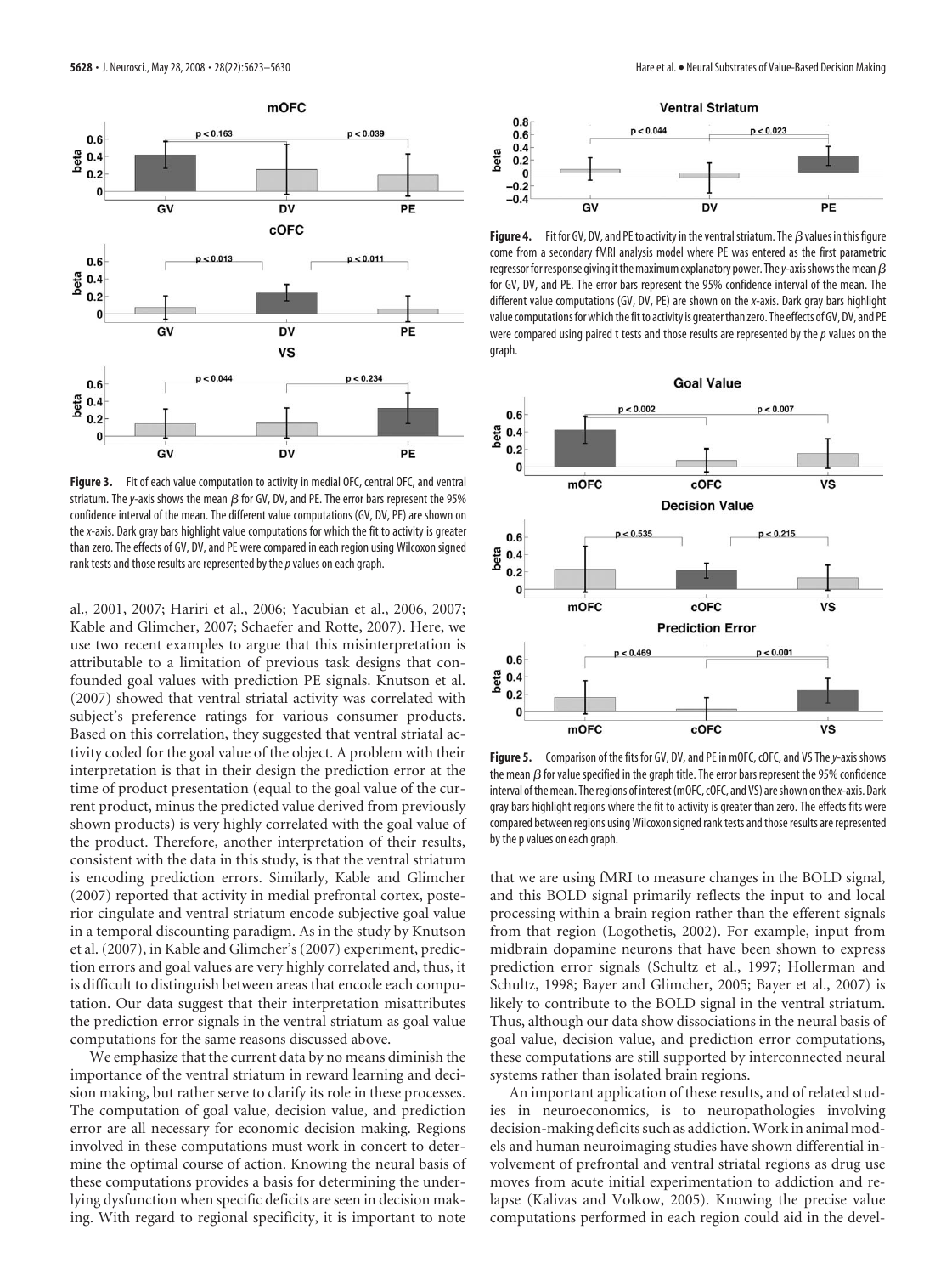mOFC

0.6
0.4
0.2
0
beta

p < 0.163
p < 0.039

GV
DV
PE

cOFC

0.6
0.4
0.2
0
beta

p < 0.013
p < 0.011

GV
DV
PE

VS

0.6
0.4
0.2
0
beta

p < 0.044
p < 0.234

GV
DV
PE

**Figure 3.** Fit of each value computation to activity in medial OFC, central OFC, and ventral striatum. The *y*-axis shows the mean $\beta$ for GV, DV, and PE. The error bars represent the 95% confidence interval of the mean. The different value computations (GV, DV, PE) are shown on the *x*-axis. Dark gray bars highlight value computations for which the fit to activity is greater than zero. The effects of GV, DV, and PE were compared in each region using Wilcoxon signed rank tests and those results are represented by the *p* values on each graph.

Ventral Striatum

0.8
0.6
0.4
0.2
0
−0.2
−0.4
beta

p < 0.044
p < 0.023

GV
DV
PE

**Figure 4.** Fit for GV, DV, and PE to activity in the ventral striatum. The $\beta$ values in this figure come from a secondary fMRI analysis model where PE was entered as the first parametric regressor for response giving it the maximum explanatory power. The *y*-axis shows the mean $\beta$ for GV, DV, and PE. The error bars represent the 95% confidence interval of the mean. The different value computations (GV, DV, PE) are shown on the *x*-axis. Dark gray bars highlight value computations for which the fit to activity is greater than zero. The effects of GV, DV, and PE were compared using paired t tests and those results are represented by the *p* values on the graph.

Goal Value

0.6
0.4
0.2
0
beta

p < 0.002
p < 0.007

mOFC
cOFC
VS

Decision Value

0.6
0.4
0.2
0
beta

p < 0.535
p < 0.215

mOFC
cOFC
VS

Prediction Error

0.6
0.4
0.2
0
beta

p < 0.469
p < 0.001

mOFC
cOFC
VS

**Figure 5.** Comparison of the fits for GV, DV, and PE in mOFC, cOFC, and VS The *y*-axis shows the mean $\beta$ for value specified in the graph title. The error bars represent the 95% confidence interval of the mean. The regions of interest (mOFC, cOFC, and VS) are shown on the *x*-axis. Dark gray bars highlight regions where the fit to activity is greater than zero. The effects fits were compared between regions using Wilcoxon signed rank tests and those results are represented by the p values on each graph.

al., 2001, 2007; Hariri et al., 2006; Yacubian et al., 2006, 2007; Kable and Glimcher, 2007; Schaefer and Rotte, 2007). Here, we use two recent examples to argue that this misinterpretation is attributable to a limitation of previous task designs that confounded goal values with prediction PE signals. Knutson et al. (2007) showed that ventral striatal activity was correlated with subject's preference ratings for various consumer products. Based on this correlation, they suggested that ventral striatal activity coded for the goal value of the object. A problem with their interpretation is that in their design the prediction error at the time of product presentation (equal to the goal value of the current product, minus the predicted value derived from previously shown products) is very highly correlated with the goal value of the product. Therefore, another interpretation of their results, consistent with the data in this study, is that the ventral striatum is encoding prediction errors. Similarly, Kable and Glimcher (2007) reported that activity in medial prefrontal cortex, posterior cingulate and ventral striatum encode subjective goal value in a temporal discounting paradigm. As in the study by Knutson et al. (2007), in Kable and Glimcher's (2007) experiment, prediction errors and goal values are very highly correlated and, thus, it is difficult to distinguish between areas that encode each computation. Our data suggest that their interpretation misattributes the prediction error signals in the ventral striatum as goal value computations for the same reasons discussed above.

We emphasize that the current data by no means diminish the importance of the ventral striatum in reward learning and decision making, but rather serve to clarify its role in these processes. The computation of goal value, decision value, and prediction error are all necessary for economic decision making. Regions involved in these computations must work in concert to determine the optimal course of action. Knowing the neural basis of these computations provides a basis for determining the underlying dysfunction when specific deficits are seen in decision making. With regard to regional specificity, it is important to note that we are using fMRI to measure changes in the BOLD signal, and this BOLD signal primarily reflects the input to and local processing within a brain region rather than the efferent signals from that region (Logothetis, 2002). For example, input from midbrain dopamine neurons that have been shown to express prediction error signals (Schultz et al., 1997; Hollerman and Schultz, 1998; Bayer and Glimcher, 2005; Bayer et al., 2007) is likely to contribute to the BOLD signal in the ventral striatum. Thus, although our data show dissociations in the neural basis of goal value, decision value, and prediction error computations, these computations are still supported by interconnected neural systems rather than isolated brain regions.

An important application of these results, and of related studies in neuroeconomics, is to neuropathologies involving decision-making deficits such as addiction. Work in animal models and human neuroimaging studies have shown differential involvement of prefrontal and ventral striatal regions as drug use moves from acute initial experimentation to addiction and relapse (Kalivas and Volkow, 2005). Knowing the precise value computations performed in each region could aid in the devel-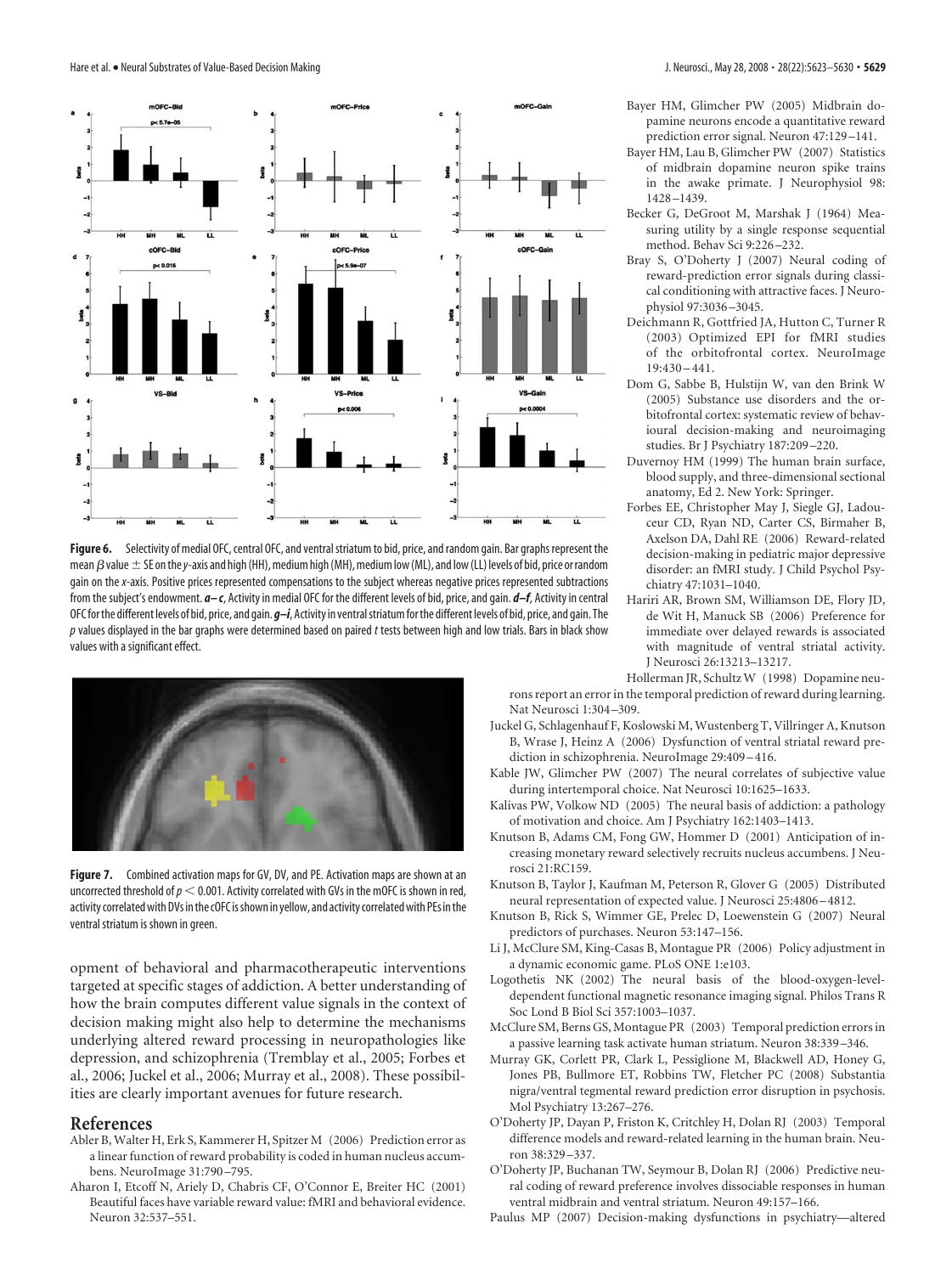**Figure 6.** Selectivity of medial OFC, central OFC, and ventral striatum to bid, price, and random gain. Bar graphs represent the mean $\beta$ value ± SE on the *y*-axis and high (HH), medium high (MH), medium low (ML), and low (LL) levels of bid, price or random gain on the *x*-axis. Positive prices represented compensations to the subject whereas negative prices represented subtractions from the subject's endowment. ***a–c***, Activity in medial OFC for the different levels of bid, price, and gain. ***d–f***, Activity in central OFC for the different levels of bid, price, and gain. ***g–i***, Activity in ventral striatum for the different levels of bid, price, and gain. The *p* values displayed in the bar graphs were determined based on paired *t* tests between high and low trials. Bars in black show values with a significant effect.

**Figure 7.** Combined activation maps for GV, DV, and PE. Activation maps are shown at an uncorrected threshold of $p < 0.001$. Activity correlated with GVs in the mOFC is shown in red, activity correlated with DVs in the cOFC is shown in yellow, and activity correlated with PEs in the ventral striatum is shown in green.

opment of behavioral and pharmacotherapeutic interventions targeted at specific stages of addiction. A better understanding of how the brain computes different value signals in the context of decision making might also help to determine the mechanisms underlying altered reward processing in neuropathologies like depression, and schizophrenia (Tremblay et al., 2005; Forbes et al., 2006; Juckel et al., 2006; Murray et al., 2008). These possibilities are clearly important avenues for future research.

## References

Abler B, Walter H, Erk S, Kammerer H, Spitzer M (2006) Prediction error as a linear function of reward probability is coded in human nucleus accumbens. NeuroImage 31:790–795.

Aharon I, Etcoff N, Ariely D, Chabris CF, O'Connor E, Breiter HC (2001) Beautiful faces have variable reward value: fMRI and behavioral evidence. Neuron 32:537–551.

Bayer HM, Glimcher PW (2005) Midbrain dopamine neurons encode a quantitative reward prediction error signal. Neuron 47:129–141.

Bayer HM, Lau B, Glimcher PW (2007) Statistics of midbrain dopamine neuron spike trains in the awake primate. J Neurophysiol 98: 1428–1439.

Becker G, DeGroot M, Marshak J (1964) Measuring utility by a single response sequential method. Behav Sci 9:226–232.

Bray S, O'Doherty J (2007) Neural coding of reward-prediction error signals during classical conditioning with attractive faces. J Neurophysiol 97:3036–3045.

Deichmann R, Gottfried JA, Hutton C, Turner R (2003) Optimized EPI for fMRI studies of the orbitofrontal cortex. NeuroImage 19:430–441.

Dom G, Sabbe B, Hulstijn W, van den Brink W (2005) Substance use disorders and the orbitofrontal cortex: systematic review of behavioural decision-making and neuroimaging studies. Br J Psychiatry 187:209–220.

Duvernoy HM (1999) The human brain surface, blood supply, and three-dimensional sectional anatomy, Ed 2. New York: Springer.

Forbes EE, Christopher May J, Siegle GJ, Ladouceur CD, Ryan ND, Carter CS, Birmaher B, Axelson DA, Dahl RE (2006) Reward-related decision-making in pediatric major depressive disorder: an fMRI study. J Child Psychol Psychiatry 47:1031–1040.

Hariri AR, Brown SM, Williamson DE, Flory JD, de Wit H, Manuck SB (2006) Preference for immediate over delayed rewards is associated with magnitude of ventral striatal activity. J Neurosci 26:13213–13217.

Hollerman JR, Schultz W (1998) Dopamine neurons report an error in the temporal prediction of reward during learning. Nat Neurosci 1:304–309.

Juckel G, Schlagenhauf F, Koslowski M, Wustenberg T, Villringer A, Knutson B, Wrase J, Heinz A (2006) Dysfunction of ventral striatal reward prediction in schizophrenia. NeuroImage 29:409–416.

Kable JW, Glimcher PW (2007) The neural correlates of subjective value during intertemporal choice. Nat Neurosci 10:1625–1633.

Kalivas PW, Volkow ND (2005) The neural basis of addiction: a pathology of motivation and choice. Am J Psychiatry 162:1403–1413.

Knutson B, Adams CM, Fong GW, Hommer D (2001) Anticipation of increasing monetary reward selectively recruits nucleus accumbens. J Neurosci 21:RC159.

Knutson B, Taylor J, Kaufman M, Peterson R, Glover G (2005) Distributed neural representation of expected value. J Neurosci 25:4806–4812.

Knutson B, Rick S, Wimmer GE, Prelec D, Loewenstein G (2007) Neural predictors of purchases. Neuron 53:147–156.

Li J, McClure SM, King-Casas B, Montague PR (2006) Policy adjustment in a dynamic economic game. PLoS ONE 1:e103.

Logothetis NK (2002) The neural basis of the blood-oxygen-level-dependent functional magnetic resonance imaging signal. Philos Trans R Soc Lond B Biol Sci 357:1003–1037.

McClure SM, Berns GS, Montague PR (2003) Temporal prediction errors in a passive learning task activate human striatum. Neuron 38:339–346.

Murray GK, Corlett PR, Clark L, Pessiglione M, Blackwell AD, Honey G, Jones PB, Bullmore ET, Robbins TW, Fletcher PC (2008) Substantia nigra/ventral tegmental reward prediction error disruption in psychosis. Mol Psychiatry 13:267–276.

O'Doherty JP, Dayan P, Friston K, Critchley H, Dolan RJ (2003) Temporal difference models and reward-related learning in the human brain. Neuron 38:329–337.

O'Doherty JP, Buchanan TW, Seymour B, Dolan RJ (2006) Predictive neural coding of reward preference involves dissociable responses in human ventral midbrain and ventral striatum. Neuron 49:157–166.

Paulus MP (2007) Decision-making dysfunctions in psychiatry—altered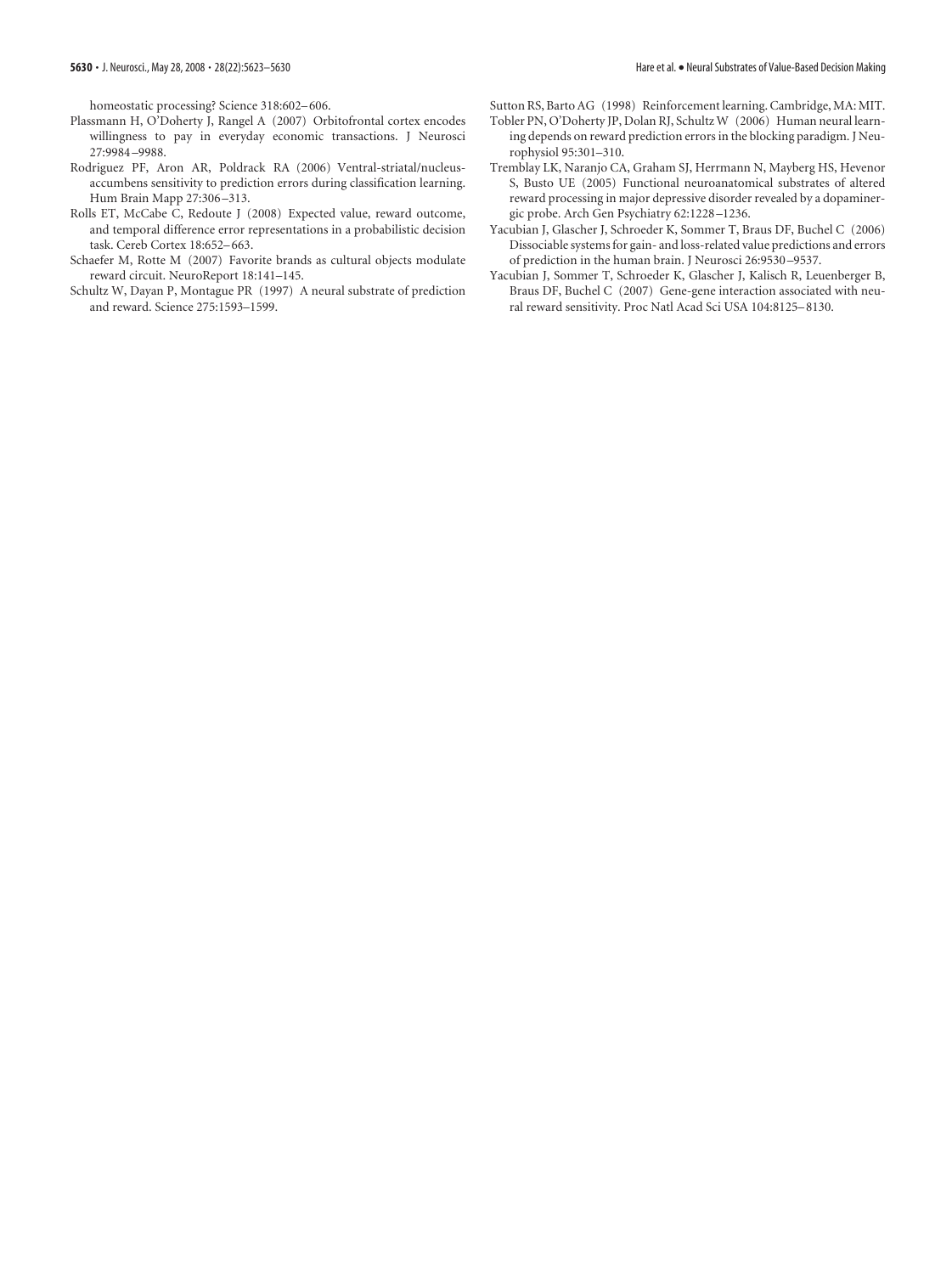homeostatic processing? Science 318:602–606.

Plassmann H, O'Doherty J, Rangel A (2007) Orbitofrontal cortex encodes willingness to pay in everyday economic transactions. J Neurosci 27:9984–9988.

Rodriguez PF, Aron AR, Poldrack RA (2006) Ventral-striatal/nucleus-accumbens sensitivity to prediction errors during classification learning. Hum Brain Mapp 27:306–313.

Rolls ET, McCabe C, Redoute J (2008) Expected value, reward outcome, and temporal difference error representations in a probabilistic decision task. Cereb Cortex 18:652–663.

Schaefer M, Rotte M (2007) Favorite brands as cultural objects modulate reward circuit. NeuroReport 18:141–145.

Schultz W, Dayan P, Montague PR (1997) A neural substrate of prediction and reward. Science 275:1593–1599.

Sutton RS, Barto AG (1998) Reinforcement learning. Cambridge, MA: MIT.

Tobler PN, O'Doherty JP, Dolan RJ, Schultz W (2006) Human neural learning depends on reward prediction errors in the blocking paradigm. J Neurophysiol 95:301–310.

Tremblay LK, Naranjo CA, Graham SJ, Herrmann N, Mayberg HS, Hevenor S, Busto UE (2005) Functional neuroanatomical substrates of altered reward processing in major depressive disorder revealed by a dopaminergic probe. Arch Gen Psychiatry 62:1228–1236.

Yacubian J, Glascher J, Schroeder K, Sommer T, Braus DF, Buchel C (2006) Dissociable systems for gain- and loss-related value predictions and errors of prediction in the human brain. J Neurosci 26:9530–9537.

Yacubian J, Sommer T, Schroeder K, Glascher J, Kalisch R, Leuenberger B, Braus DF, Buchel C (2007) Gene-gene interaction associated with neural reward sensitivity. Proc Natl Acad Sci USA 104:8125–8130.